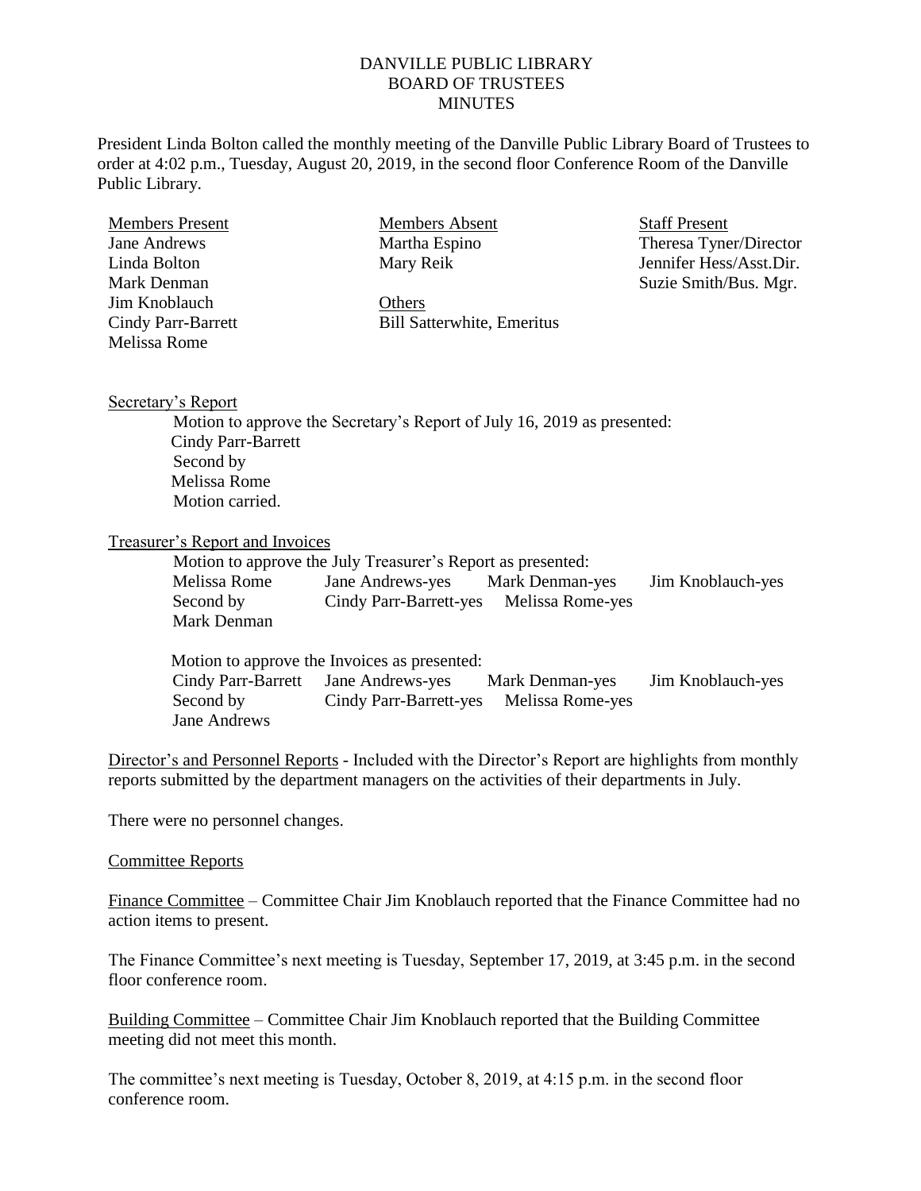# DANVILLE PUBLIC LIBRARY
## BOARD OF TRUSTEES
## MINUTES

President Linda Bolton called the monthly meeting of the Danville Public Library Board of Trustees to order at 4:02 p.m., Tuesday, August 20, 2019, in the second floor Conference Room of the Danville Public Library.

| Members Present | Members Absent | Staff Present |
|---|---|---|
| Jane Andrews | Martha Espino | Theresa Tyner/Director |
| Linda Bolton | Mary Reik | Jennifer Hess/Asst.Dir. |
| Mark Denman | | Suzie Smith/Bus. Mgr. |
| Jim Knoblauch | Others | |
| Cindy Parr-Barrett | Bill Satterwhite, Emeritus | |
| Melissa Rome | | |

Secretary's Report

Motion to approve the Secretary's Report of July 16, 2019 as presented:
Cindy Parr-Barrett
Second by
Melissa Rome
Motion carried.

Treasurer's Report and Invoices

Motion to approve the July Treasurer's Report as presented:

| | | | |
|---|---|---|---|
| Melissa Rome | Jane Andrews-yes | Mark Denman-yes | Jim Knoblauch-yes |
| Second by | Cindy Parr-Barrett-yes | Melissa Rome-yes | |
| Mark Denman | | | |

Motion to approve the Invoices as presented:

| | | | |
|---|---|---|---|
| Cindy Parr-Barrett | Jane Andrews-yes | Mark Denman-yes | Jim Knoblauch-yes |
| Second by | Cindy Parr-Barrett-yes | Melissa Rome-yes | |
| Jane Andrews | | | |

Director's and Personnel Reports - Included with the Director's Report are highlights from monthly reports submitted by the department managers on the activities of their departments in July.

There were no personnel changes.

Committee Reports

Finance Committee – Committee Chair Jim Knoblauch reported that the Finance Committee had no action items to present.

The Finance Committee's next meeting is Tuesday, September 17, 2019, at 3:45 p.m. in the second floor conference room.

Building Committee – Committee Chair Jim Knoblauch reported that the Building Committee meeting did not meet this month.

The committee's next meeting is Tuesday, October 8, 2019, at 4:15 p.m. in the second floor conference room.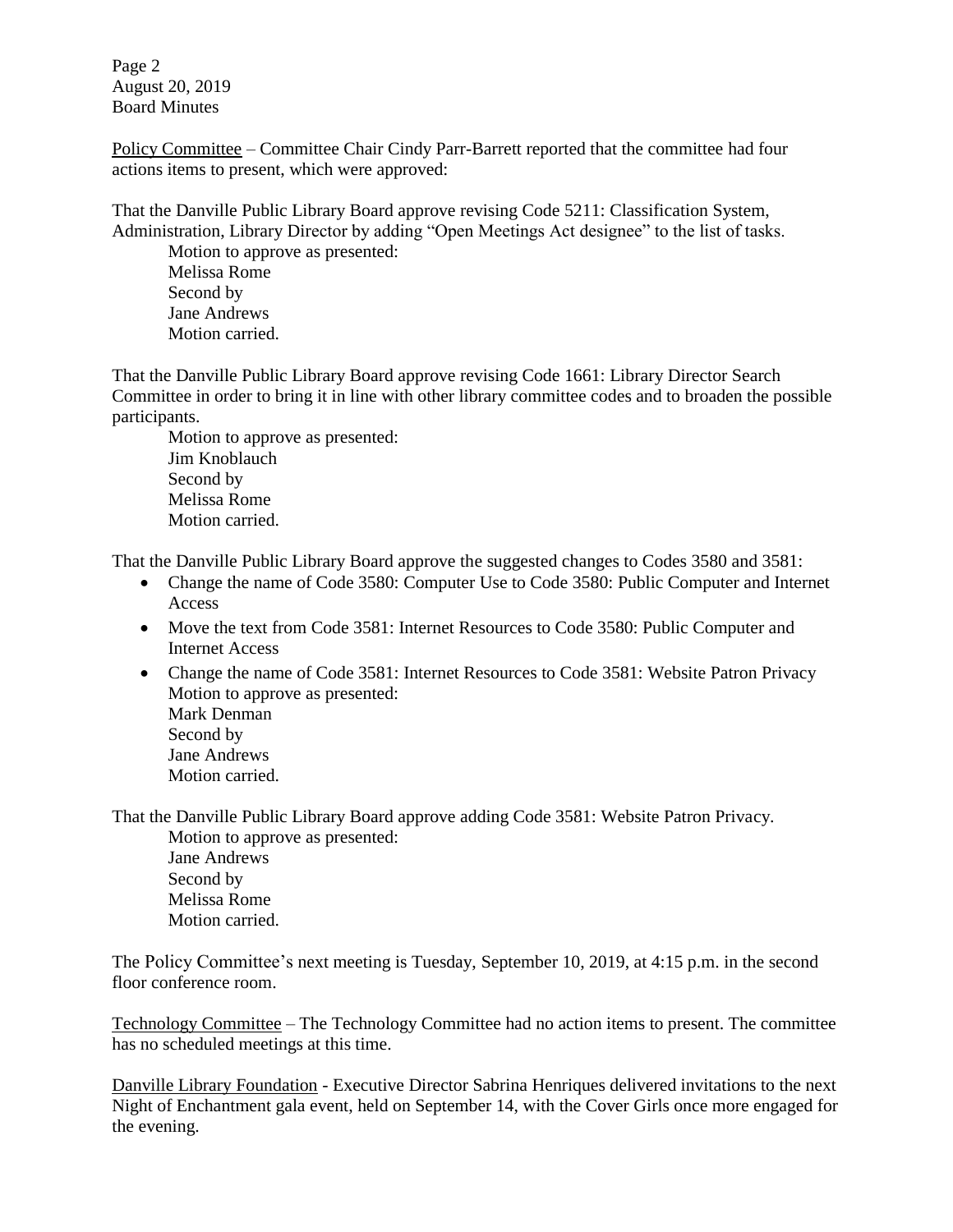Policy Committee – Committee Chair Cindy Parr-Barrett reported that the committee had four actions items to present, which were approved:

That the Danville Public Library Board approve revising Code 5211: Classification System, Administration, Library Director by adding "Open Meetings Act designee" to the list of tasks.

Motion to approve as presented:
Melissa Rome
Second by
Jane Andrews
Motion carried.

That the Danville Public Library Board approve revising Code 1661: Library Director Search Committee in order to bring it in line with other library committee codes and to broaden the possible participants.

Motion to approve as presented:
Jim Knoblauch
Second by
Melissa Rome
Motion carried.

That the Danville Public Library Board approve the suggested changes to Codes 3580 and 3581:

- Change the name of Code 3580: Computer Use to Code 3580: Public Computer and Internet Access
- Move the text from Code 3581: Internet Resources to Code 3580: Public Computer and Internet Access
- Change the name of Code 3581: Internet Resources to Code 3581: Website Patron Privacy

Motion to approve as presented:
Mark Denman
Second by
Jane Andrews
Motion carried.

That the Danville Public Library Board approve adding Code 3581: Website Patron Privacy.

Motion to approve as presented:
Jane Andrews
Second by
Melissa Rome
Motion carried.

The Policy Committee's next meeting is Tuesday, September 10, 2019, at 4:15 p.m. in the second floor conference room.

Technology Committee – The Technology Committee had no action items to present. The committee has no scheduled meetings at this time.

Danville Library Foundation - Executive Director Sabrina Henriques delivered invitations to the next Night of Enchantment gala event, held on September 14, with the Cover Girls once more engaged for the evening.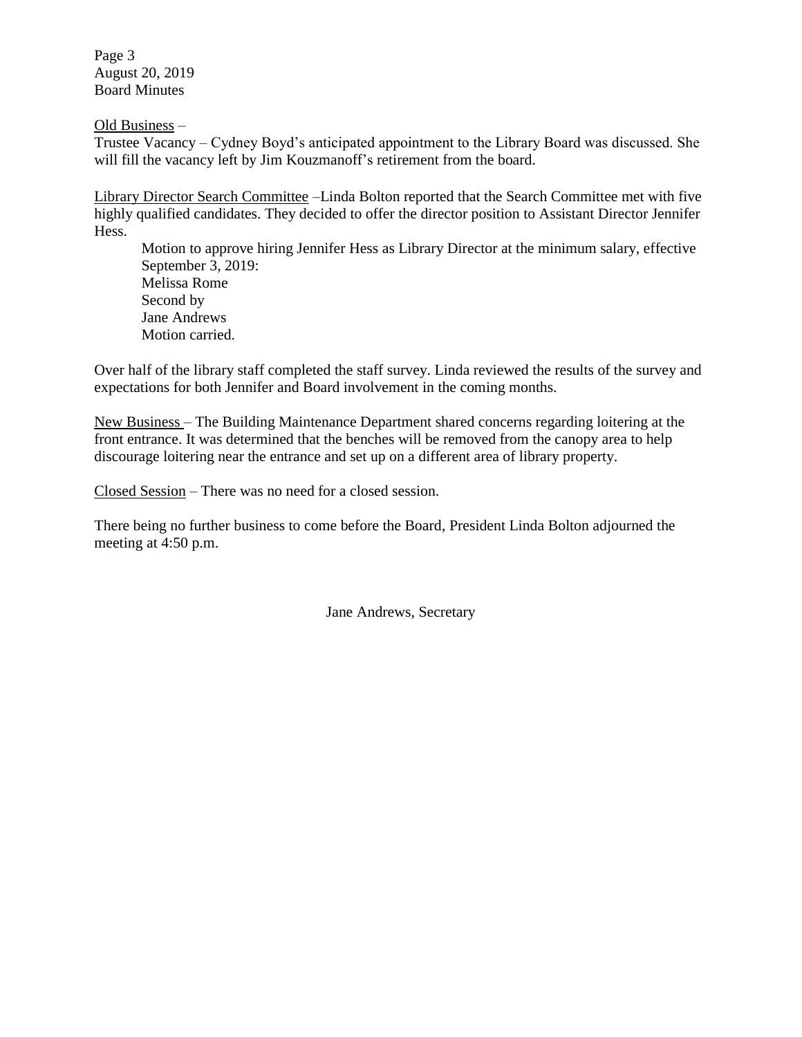Old Business –

Trustee Vacancy – Cydney Boyd's anticipated appointment to the Library Board was discussed. She will fill the vacancy left by Jim Kouzmanoff's retirement from the board.

Library Director Search Committee –Linda Bolton reported that the Search Committee met with five highly qualified candidates. They decided to offer the director position to Assistant Director Jennifer Hess.

> Motion to approve hiring Jennifer Hess as Library Director at the minimum salary, effective September 3, 2019:
> Melissa Rome
> Second by
> Jane Andrews
> Motion carried.

Over half of the library staff completed the staff survey. Linda reviewed the results of the survey and expectations for both Jennifer and Board involvement in the coming months.

New Business – The Building Maintenance Department shared concerns regarding loitering at the front entrance. It was determined that the benches will be removed from the canopy area to help discourage loitering near the entrance and set up on a different area of library property.

Closed Session – There was no need for a closed session.

There being no further business to come before the Board, President Linda Bolton adjourned the meeting at 4:50 p.m.

Jane Andrews, Secretary